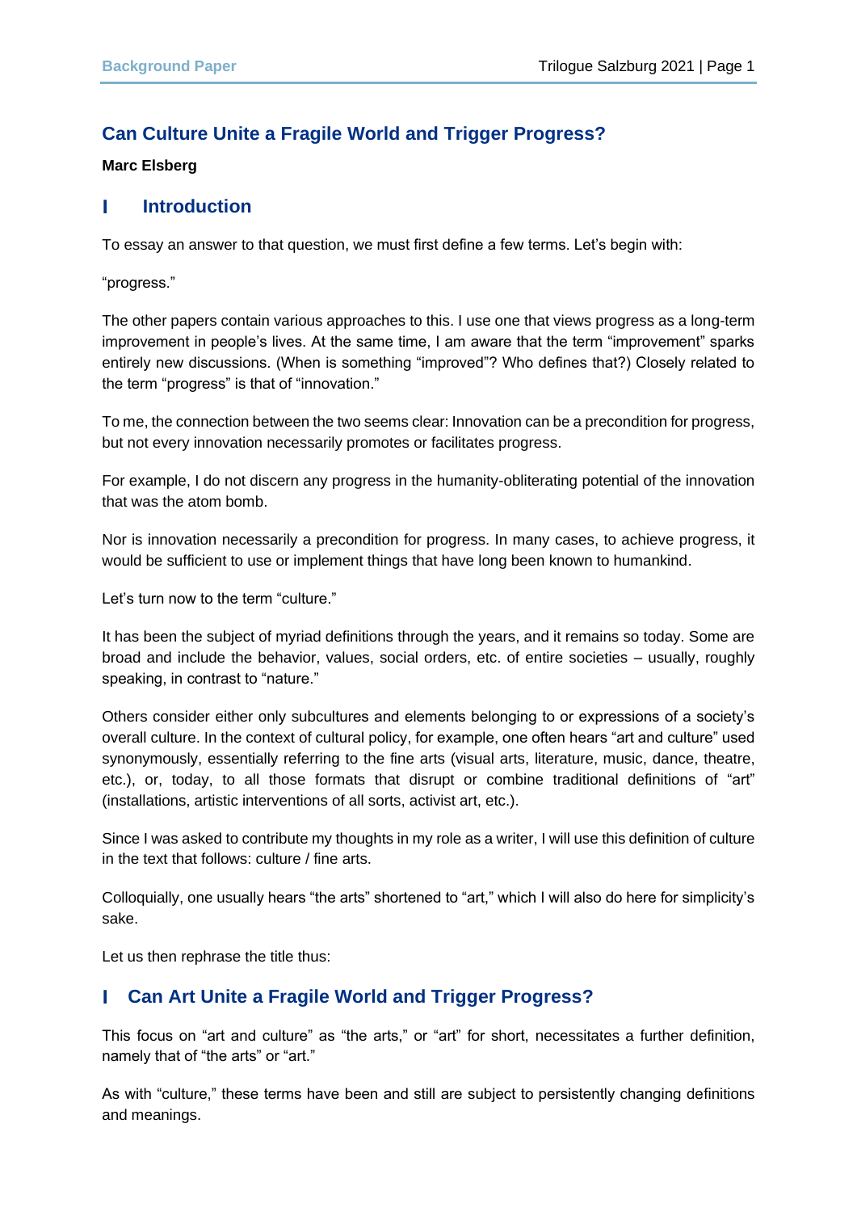# Can Culture Unite a Fragile World and Trigger Progress?

**Marc Elsberg**

## I Introduction

To essay an answer to that question, we must first define a few terms. Let's begin with:

"progress."

The other papers contain various approaches to this. I use one that views progress as a long-term improvement in people's lives. At the same time, I am aware that the term "improvement" sparks entirely new discussions. (When is something "improved"? Who defines that?) Closely related to the term "progress" is that of "innovation."

To me, the connection between the two seems clear: Innovation can be a precondition for progress, but not every innovation necessarily promotes or facilitates progress.

For example, I do not discern any progress in the humanity-obliterating potential of the innovation that was the atom bomb.

Nor is innovation necessarily a precondition for progress. In many cases, to achieve progress, it would be sufficient to use or implement things that have long been known to humankind.

Let's turn now to the term "culture."

It has been the subject of myriad definitions through the years, and it remains so today. Some are broad and include the behavior, values, social orders, etc. of entire societies – usually, roughly speaking, in contrast to "nature."

Others consider either only subcultures and elements belonging to or expressions of a society's overall culture. In the context of cultural policy, for example, one often hears "art and culture" used synonymously, essentially referring to the fine arts (visual arts, literature, music, dance, theatre, etc.), or, today, to all those formats that disrupt or combine traditional definitions of "art" (installations, artistic interventions of all sorts, activist art, etc.).

Since I was asked to contribute my thoughts in my role as a writer, I will use this definition of culture in the text that follows: culture / fine arts.

Colloquially, one usually hears "the arts" shortened to "art," which I will also do here for simplicity's sake.

Let us then rephrase the title thus:

## I Can Art Unite a Fragile World and Trigger Progress?

This focus on "art and culture" as "the arts," or "art" for short, necessitates a further definition, namely that of "the arts" or "art."

As with "culture," these terms have been and still are subject to persistently changing definitions and meanings.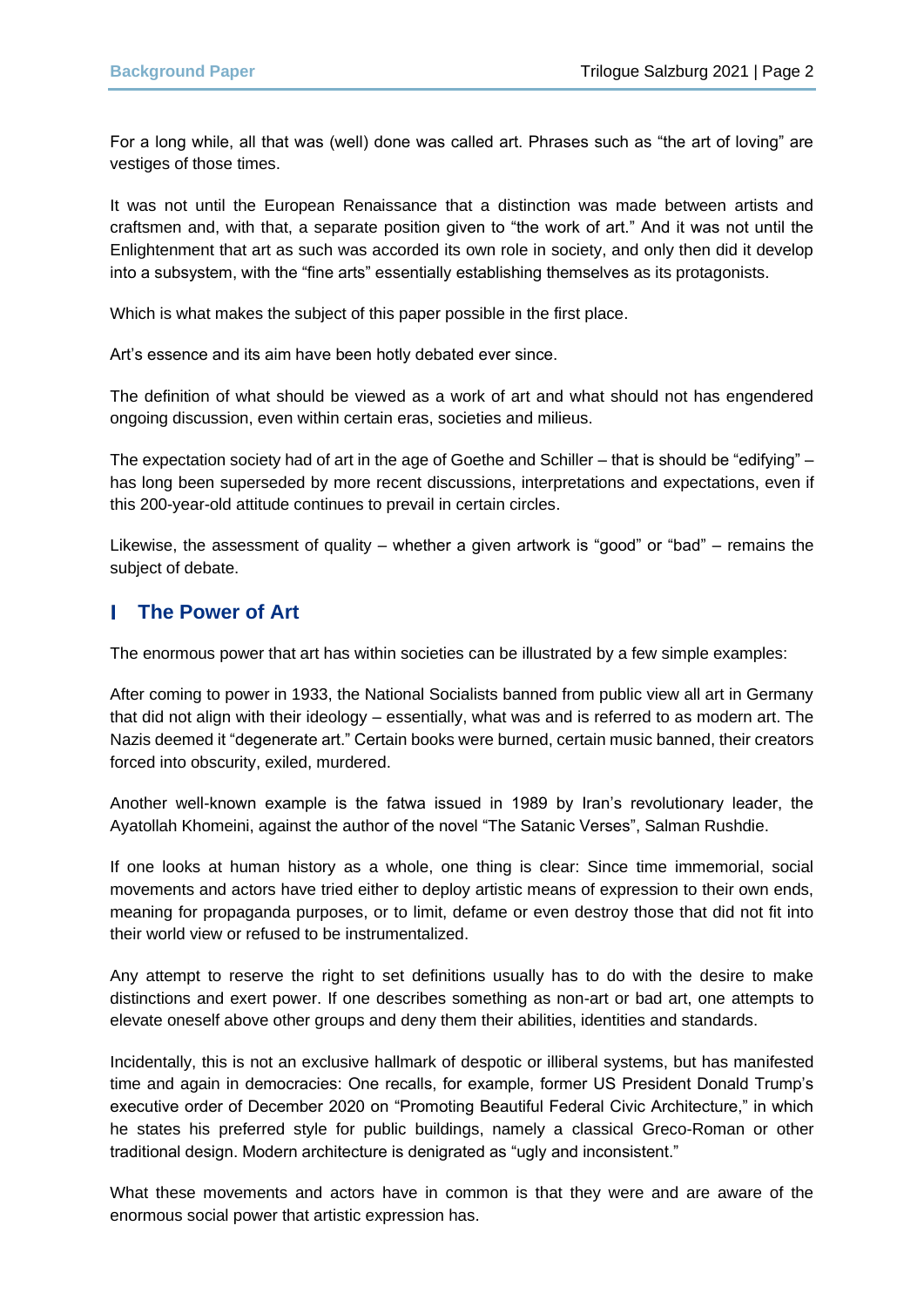For a long while, all that was (well) done was called art. Phrases such as “the art of loving” are vestiges of those times.

It was not until the European Renaissance that a distinction was made between artists and craftsmen and, with that, a separate position given to “the work of art.” And it was not until the Enlightenment that art as such was accorded its own role in society, and only then did it develop into a subsystem, with the “fine arts” essentially establishing themselves as its protagonists.

Which is what makes the subject of this paper possible in the first place.

Art’s essence and its aim have been hotly debated ever since.

The definition of what should be viewed as a work of art and what should not has engendered ongoing discussion, even within certain eras, societies and milieus.

The expectation society had of art in the age of Goethe and Schiller – that is should be “edifying” – has long been superseded by more recent discussions, interpretations and expectations, even if this 200-year-old attitude continues to prevail in certain circles.

Likewise, the assessment of quality – whether a given artwork is “good” or “bad” – remains the subject of debate.

## I The Power of Art

The enormous power that art has within societies can be illustrated by a few simple examples:

After coming to power in 1933, the National Socialists banned from public view all art in Germany that did not align with their ideology – essentially, what was and is referred to as modern art. The Nazis deemed it “degenerate art.” Certain books were burned, certain music banned, their creators forced into obscurity, exiled, murdered.

Another well-known example is the fatwa issued in 1989 by Iran’s revolutionary leader, the Ayatollah Khomeini, against the author of the novel “The Satanic Verses”, Salman Rushdie.

If one looks at human history as a whole, one thing is clear: Since time immemorial, social movements and actors have tried either to deploy artistic means of expression to their own ends, meaning for propaganda purposes, or to limit, defame or even destroy those that did not fit into their world view or refused to be instrumentalized.

Any attempt to reserve the right to set definitions usually has to do with the desire to make distinctions and exert power. If one describes something as non-art or bad art, one attempts to elevate oneself above other groups and deny them their abilities, identities and standards.

Incidentally, this is not an exclusive hallmark of despotic or illiberal systems, but has manifested time and again in democracies: One recalls, for example, former US President Donald Trump’s executive order of December 2020 on “Promoting Beautiful Federal Civic Architecture,” in which he states his preferred style for public buildings, namely a classical Greco-Roman or other traditional design. Modern architecture is denigrated as “ugly and inconsistent.”

What these movements and actors have in common is that they were and are aware of the enormous social power that artistic expression has.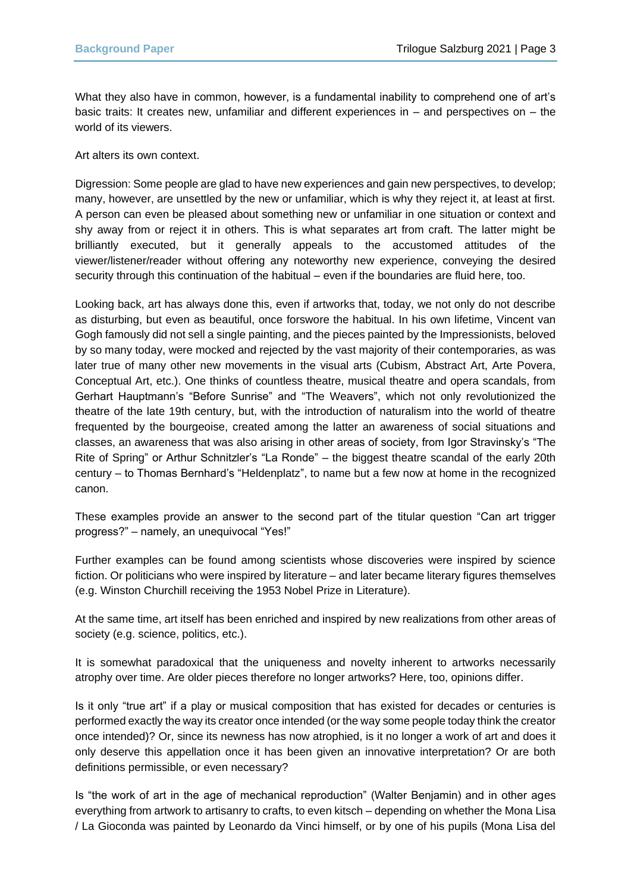What they also have in common, however, is a fundamental inability to comprehend one of art's basic traits: It creates new, unfamiliar and different experiences in – and perspectives on – the world of its viewers.

Art alters its own context.

Digression: Some people are glad to have new experiences and gain new perspectives, to develop; many, however, are unsettled by the new or unfamiliar, which is why they reject it, at least at first. A person can even be pleased about something new or unfamiliar in one situation or context and shy away from or reject it in others. This is what separates art from craft. The latter might be brilliantly executed, but it generally appeals to the accustomed attitudes of the viewer/listener/reader without offering any noteworthy new experience, conveying the desired security through this continuation of the habitual – even if the boundaries are fluid here, too.

Looking back, art has always done this, even if artworks that, today, we not only do not describe as disturbing, but even as beautiful, once forswore the habitual. In his own lifetime, Vincent van Gogh famously did not sell a single painting, and the pieces painted by the Impressionists, beloved by so many today, were mocked and rejected by the vast majority of their contemporaries, as was later true of many other new movements in the visual arts (Cubism, Abstract Art, Arte Povera, Conceptual Art, etc.). One thinks of countless theatre, musical theatre and opera scandals, from Gerhart Hauptmann's "Before Sunrise" and "The Weavers", which not only revolutionized the theatre of the late 19th century, but, with the introduction of naturalism into the world of theatre frequented by the bourgeoise, created among the latter an awareness of social situations and classes, an awareness that was also arising in other areas of society, from Igor Stravinsky's "The Rite of Spring" or Arthur Schnitzler's "La Ronde" – the biggest theatre scandal of the early 20th century – to Thomas Bernhard's "Heldenplatz", to name but a few now at home in the recognized canon.

These examples provide an answer to the second part of the titular question "Can art trigger progress?" – namely, an unequivocal "Yes!"

Further examples can be found among scientists whose discoveries were inspired by science fiction. Or politicians who were inspired by literature – and later became literary figures themselves (e.g. Winston Churchill receiving the 1953 Nobel Prize in Literature).

At the same time, art itself has been enriched and inspired by new realizations from other areas of society (e.g. science, politics, etc.).

It is somewhat paradoxical that the uniqueness and novelty inherent to artworks necessarily atrophy over time. Are older pieces therefore no longer artworks? Here, too, opinions differ.

Is it only "true art" if a play or musical composition that has existed for decades or centuries is performed exactly the way its creator once intended (or the way some people today think the creator once intended)? Or, since its newness has now atrophied, is it no longer a work of art and does it only deserve this appellation once it has been given an innovative interpretation? Or are both definitions permissible, or even necessary?

Is "the work of art in the age of mechanical reproduction" (Walter Benjamin) and in other ages everything from artwork to artisanry to crafts, to even kitsch – depending on whether the Mona Lisa / La Gioconda was painted by Leonardo da Vinci himself, or by one of his pupils (Mona Lisa del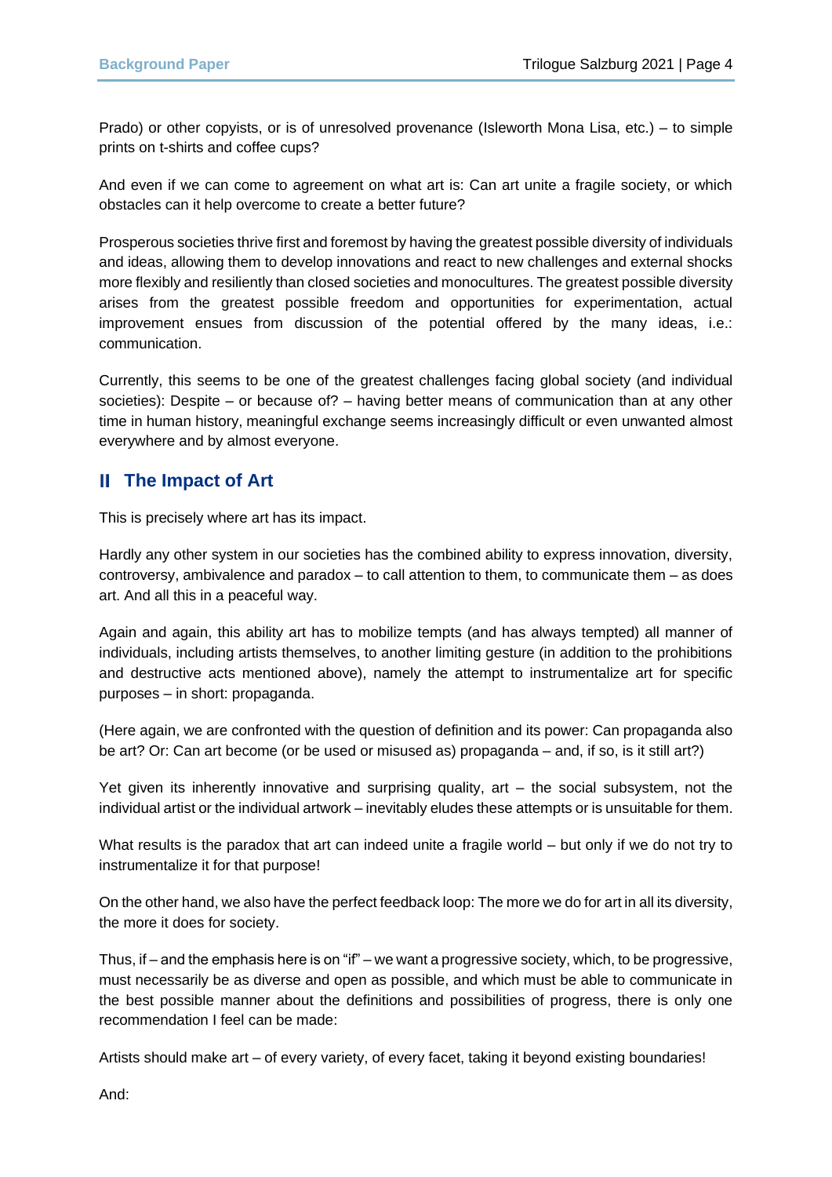Prado) or other copyists, or is of unresolved provenance (Isleworth Mona Lisa, etc.) – to simple prints on t-shirts and coffee cups?

And even if we can come to agreement on what art is: Can art unite a fragile society, or which obstacles can it help overcome to create a better future?

Prosperous societies thrive first and foremost by having the greatest possible diversity of individuals and ideas, allowing them to develop innovations and react to new challenges and external shocks more flexibly and resiliently than closed societies and monocultures. The greatest possible diversity arises from the greatest possible freedom and opportunities for experimentation, actual improvement ensues from discussion of the potential offered by the many ideas, i.e.: communication.

Currently, this seems to be one of the greatest challenges facing global society (and individual societies): Despite – or because of? – having better means of communication than at any other time in human history, meaningful exchange seems increasingly difficult or even unwanted almost everywhere and by almost everyone.

## II The Impact of Art

This is precisely where art has its impact.

Hardly any other system in our societies has the combined ability to express innovation, diversity, controversy, ambivalence and paradox – to call attention to them, to communicate them – as does art. And all this in a peaceful way.

Again and again, this ability art has to mobilize tempts (and has always tempted) all manner of individuals, including artists themselves, to another limiting gesture (in addition to the prohibitions and destructive acts mentioned above), namely the attempt to instrumentalize art for specific purposes – in short: propaganda.

(Here again, we are confronted with the question of definition and its power: Can propaganda also be art? Or: Can art become (or be used or misused as) propaganda – and, if so, is it still art?)

Yet given its inherently innovative and surprising quality, art – the social subsystem, not the individual artist or the individual artwork – inevitably eludes these attempts or is unsuitable for them.

What results is the paradox that art can indeed unite a fragile world – but only if we do not try to instrumentalize it for that purpose!

On the other hand, we also have the perfect feedback loop: The more we do for art in all its diversity, the more it does for society.

Thus, if – and the emphasis here is on "if" – we want a progressive society, which, to be progressive, must necessarily be as diverse and open as possible, and which must be able to communicate in the best possible manner about the definitions and possibilities of progress, there is only one recommendation I feel can be made:

Artists should make art – of every variety, of every facet, taking it beyond existing boundaries!

And: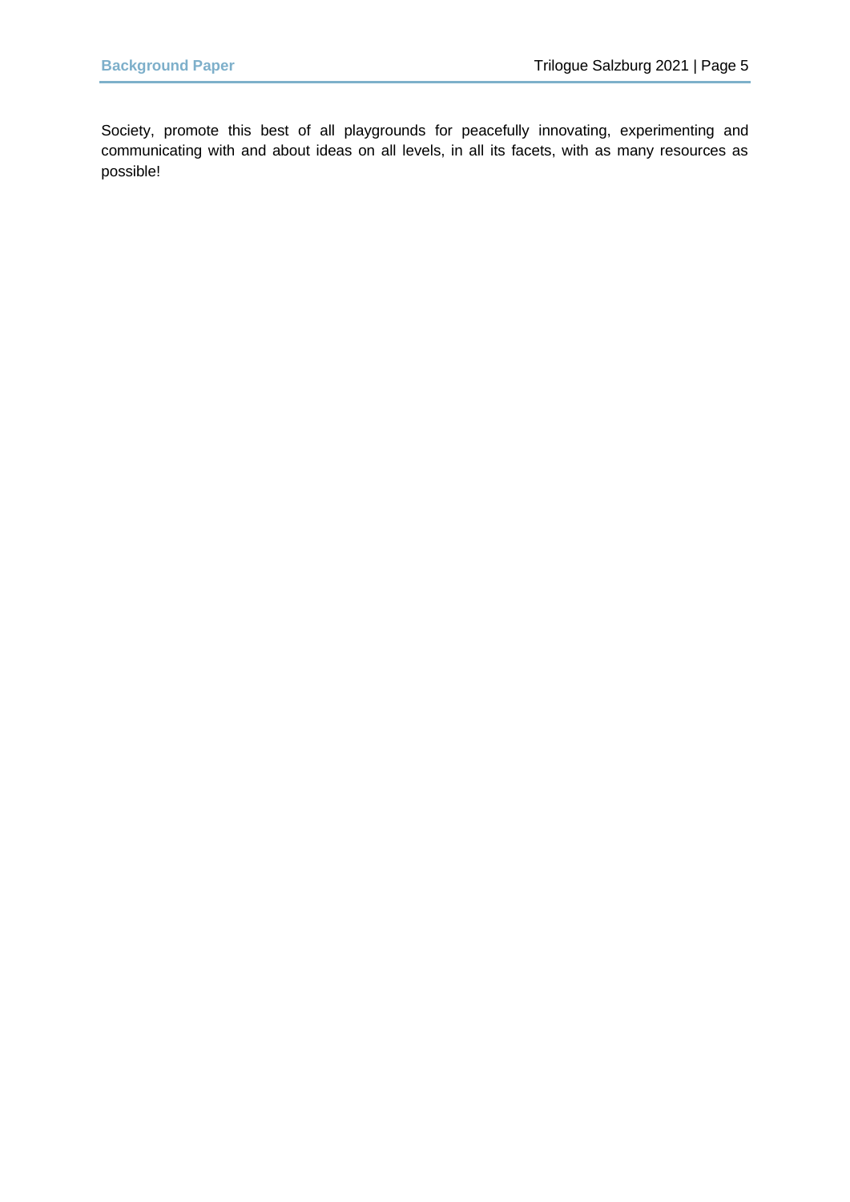Society, promote this best of all playgrounds for peacefully innovating, experimenting and communicating with and about ideas on all levels, in all its facets, with as many resources as possible!